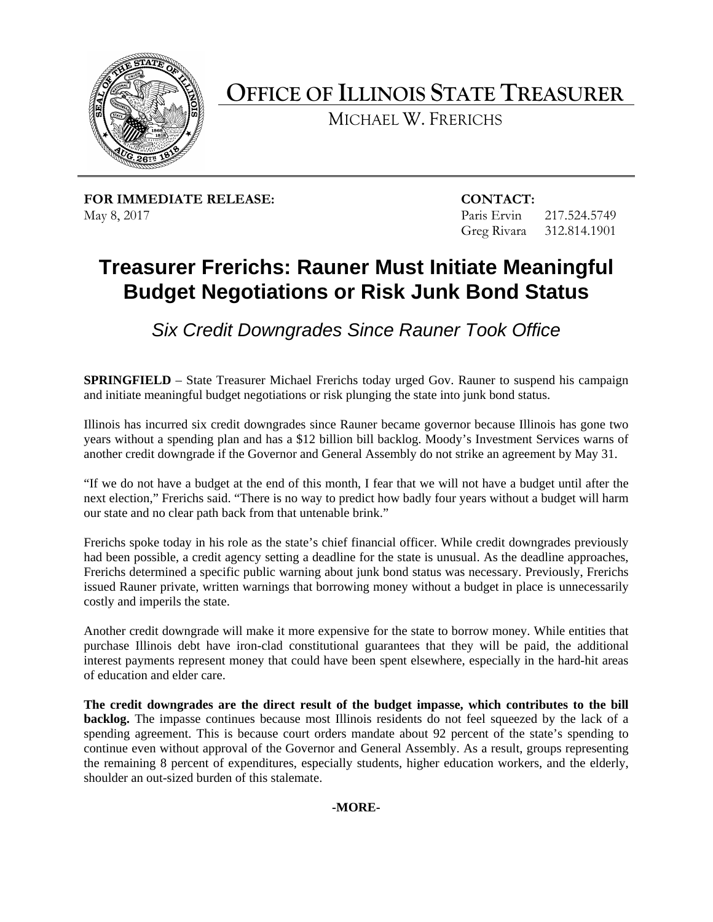# OFFICE OF ILLINOIS STATE TREASURER

MICHAEL W. FRERICHS

**FOR IMMEDIATE RELEASE:**
May 8, 2017

**CONTACT:**
Paris Ervin 217.524.5749
Greg Rivara 312.814.1901

## Treasurer Frerichs: Rauner Must Initiate Meaningful Budget Negotiations or Risk Junk Bond Status

### *Six Credit Downgrades Since Rauner Took Office*

**SPRINGFIELD** – State Treasurer Michael Frerichs today urged Gov. Rauner to suspend his campaign and initiate meaningful budget negotiations or risk plunging the state into junk bond status.

Illinois has incurred six credit downgrades since Rauner became governor because Illinois has gone two years without a spending plan and has a $12 billion bill backlog. Moody's Investment Services warns of another credit downgrade if the Governor and General Assembly do not strike an agreement by May 31.

"If we do not have a budget at the end of this month, I fear that we will not have a budget until after the next election," Frerichs said. "There is no way to predict how badly four years without a budget will harm our state and no clear path back from that untenable brink."

Frerichs spoke today in his role as the state's chief financial officer. While credit downgrades previously had been possible, a credit agency setting a deadline for the state is unusual. As the deadline approaches, Frerichs determined a specific public warning about junk bond status was necessary. Previously, Frerichs issued Rauner private, written warnings that borrowing money without a budget in place is unnecessarily costly and imperils the state.

Another credit downgrade will make it more expensive for the state to borrow money. While entities that purchase Illinois debt have iron-clad constitutional guarantees that they will be paid, the additional interest payments represent money that could have been spent elsewhere, especially in the hard-hit areas of education and elder care.

**The credit downgrades are the direct result of the budget impasse, which contributes to the bill backlog.** The impasse continues because most Illinois residents do not feel squeezed by the lack of a spending agreement. This is because court orders mandate about 92 percent of the state's spending to continue even without approval of the Governor and General Assembly. As a result, groups representing the remaining 8 percent of expenditures, especially students, higher education workers, and the elderly, shoulder an out-sized burden of this stalemate.

**-MORE-**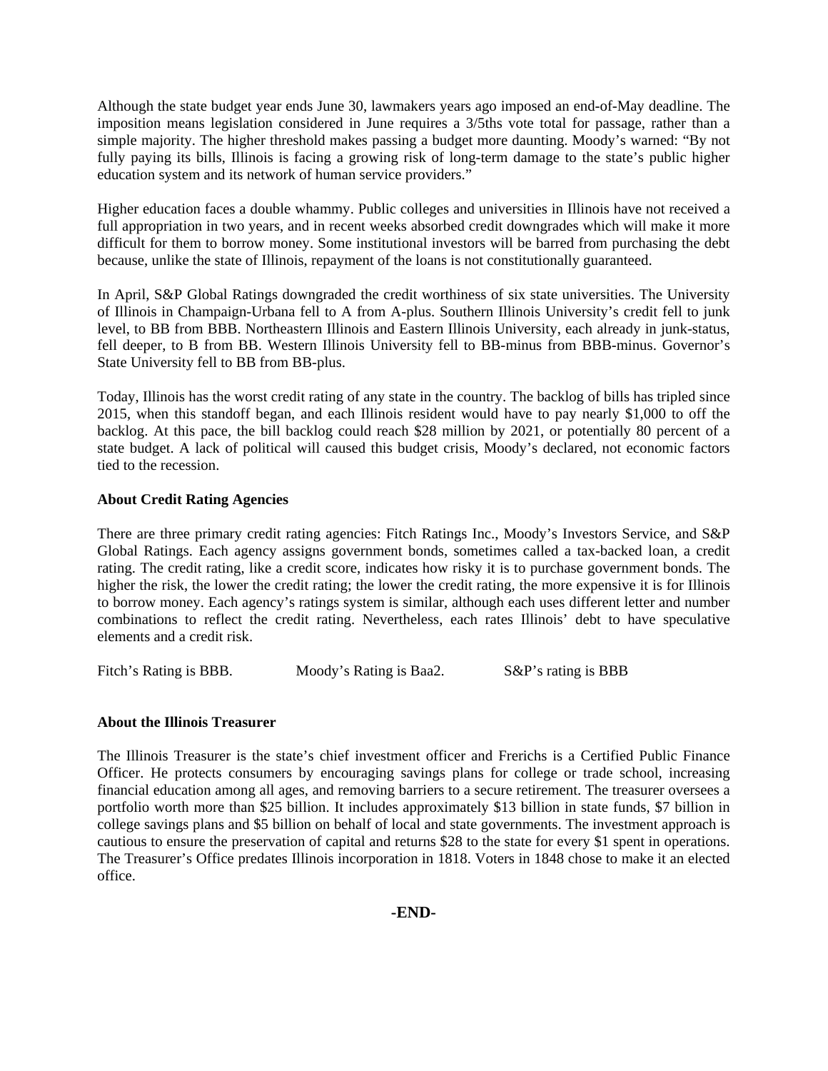Although the state budget year ends June 30, lawmakers years ago imposed an end-of-May deadline. The imposition means legislation considered in June requires a 3/5ths vote total for passage, rather than a simple majority. The higher threshold makes passing a budget more daunting. Moody's warned: "By not fully paying its bills, Illinois is facing a growing risk of long-term damage to the state's public higher education system and its network of human service providers."

Higher education faces a double whammy. Public colleges and universities in Illinois have not received a full appropriation in two years, and in recent weeks absorbed credit downgrades which will make it more difficult for them to borrow money. Some institutional investors will be barred from purchasing the debt because, unlike the state of Illinois, repayment of the loans is not constitutionally guaranteed.

In April, S&P Global Ratings downgraded the credit worthiness of six state universities. The University of Illinois in Champaign-Urbana fell to A from A-plus. Southern Illinois University's credit fell to junk level, to BB from BBB. Northeastern Illinois and Eastern Illinois University, each already in junk-status, fell deeper, to B from BB. Western Illinois University fell to BB-minus from BBB-minus. Governor's State University fell to BB from BB-plus.

Today, Illinois has the worst credit rating of any state in the country. The backlog of bills has tripled since 2015, when this standoff began, and each Illinois resident would have to pay nearly $1,000 to off the backlog. At this pace, the bill backlog could reach $28 million by 2021, or potentially 80 percent of a state budget. A lack of political will caused this budget crisis, Moody's declared, not economic factors tied to the recession.

**About Credit Rating Agencies**

There are three primary credit rating agencies: Fitch Ratings Inc., Moody's Investors Service, and S&P Global Ratings. Each agency assigns government bonds, sometimes called a tax-backed loan, a credit rating. The credit rating, like a credit score, indicates how risky it is to purchase government bonds. The higher the risk, the lower the credit rating; the lower the credit rating, the more expensive it is for Illinois to borrow money. Each agency's ratings system is similar, although each uses different letter and number combinations to reflect the credit rating. Nevertheless, each rates Illinois' debt to have speculative elements and a credit risk.

Fitch's Rating is BBB. Moody's Rating is Baa2. S&P's rating is BBB

**About the Illinois Treasurer**

The Illinois Treasurer is the state's chief investment officer and Frerichs is a Certified Public Finance Officer. He protects consumers by encouraging savings plans for college or trade school, increasing financial education among all ages, and removing barriers to a secure retirement. The treasurer oversees a portfolio worth more than $25 billion. It includes approximately $13 billion in state funds, $7 billion in college savings plans and $5 billion on behalf of local and state governments. The investment approach is cautious to ensure the preservation of capital and returns $28 to the state for every $1 spent in operations. The Treasurer's Office predates Illinois incorporation in 1818. Voters in 1848 chose to make it an elected office.

**-END-**